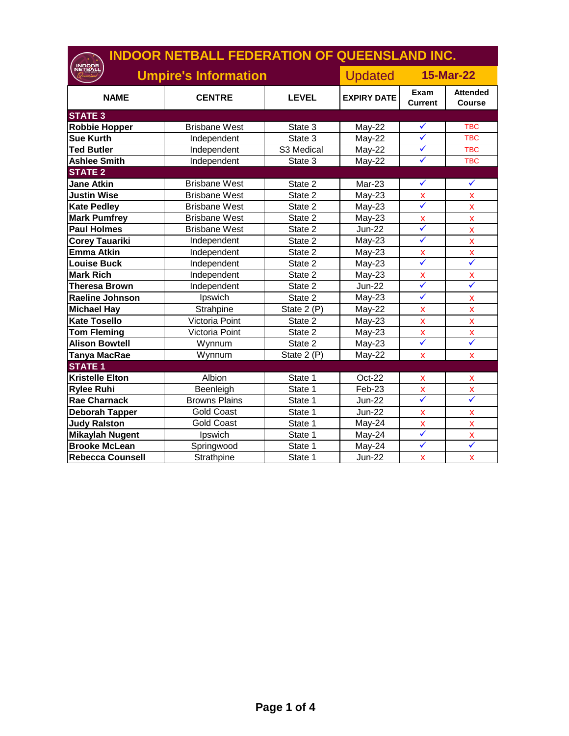# INDOOR NETBALL FEDERATION OF QUEENSLAND INC.

## Umpire's Information

Updated 15-Mar-22

| NAME | CENTRE | LEVEL | EXPIRY DATE | Exam Current | Attended Course |
|---|---|---|---|---|---|
| **STATE 3** | | | | | |
| **Robbie Hopper** | Brisbane West | State 3 | May-22 | ✓ | TBC |
| **Sue Kurth** | Independent | State 3 | May-22 | ✓ | TBC |
| **Ted Butler** | Independent | S3 Medical | May-22 | ✓ | TBC |
| **Ashlee Smith** | Independent | State 3 | May-22 | ✓ | TBC |
| **STATE 2** | | | | | |
| **Jane Atkin** | Brisbane West | State 2 | Mar-23 | ✓ | ✓ |
| **Justin Wise** | Brisbane West | State 2 | May-23 | x | x |
| **Kate Pedley** | Brisbane West | State 2 | May-23 | ✓ | x |
| **Mark Pumfrey** | Brisbane West | State 2 | May-23 | x | x |
| **Paul Holmes** | Brisbane West | State 2 | Jun-22 | ✓ | x |
| **Corey Tauariki** | Independent | State 2 | May-23 | ✓ | x |
| **Emma Atkin** | Independent | State 2 | May-23 | x | x |
| **Louise Buck** | Independent | State 2 | May-23 | ✓ | ✓ |
| **Mark Rich** | Independent | State 2 | May-23 | x | x |
| **Theresa Brown** | Independent | State 2 | Jun-22 | ✓ | ✓ |
| **Raeline Johnson** | Ipswich | State 2 | May-23 | ✓ | x |
| **Michael Hay** | Strahpine | State 2 (P) | May-22 | x | x |
| **Kate Tosello** | Victoria Point | State 2 | May-23 | x | x |
| **Tom Fleming** | Victoria Point | State 2 | May-23 | x | x |
| **Alison Bowtell** | Wynnum | State 2 | May-23 | ✓ | ✓ |
| **Tanya MacRae** | Wynnum | State 2 (P) | May-22 | x | x |
| **STATE 1** | | | | | |
| **Kristelle Elton** | Albion | State 1 | Oct-22 | x | x |
| **Rylee Ruhi** | Beenleigh | State 1 | Feb-23 | x | x |
| **Rae Charnack** | Browns Plains | State 1 | Jun-22 | ✓ | ✓ |
| **Deborah Tapper** | Gold Coast | State 1 | Jun-22 | x | x |
| **Judy Ralston** | Gold Coast | State 1 | May-24 | x | x |
| **Mikaylah Nugent** | Ipswich | State 1 | May-24 | ✓ | x |
| **Brooke McLean** | Springwood | State 1 | May-24 | ✓ | ✓ |
| **Rebecca Counsell** | Strathpine | State 1 | Jun-22 | x | x |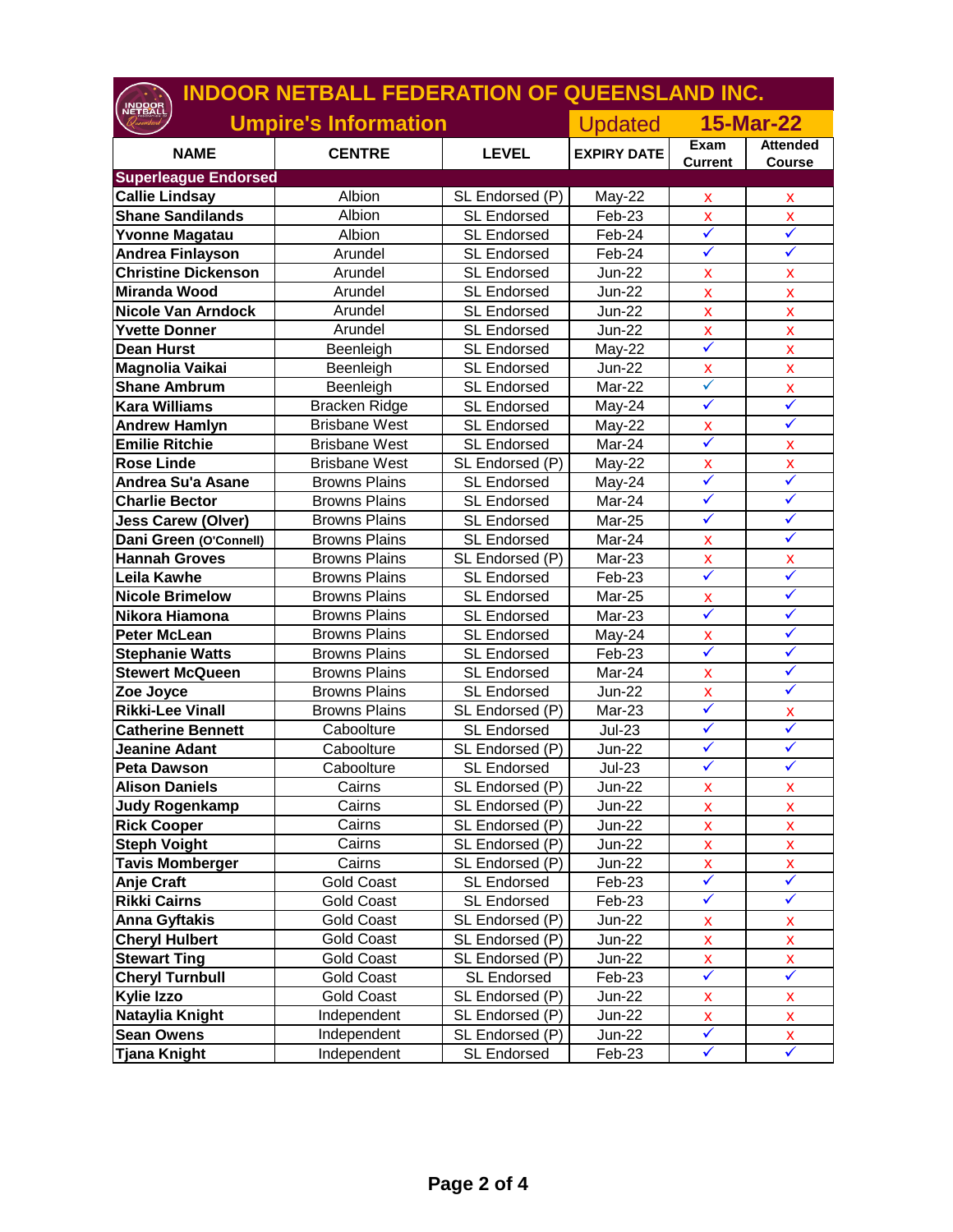# INDOOR NETBALL FEDERATION OF QUEENSLAND INC.

## Umpire's Information

Updated **15-Mar-22**

| NAME | CENTRE | LEVEL | EXPIRY DATE | Exam Current | Attended Course |
|---|---|---|---|---|---|
| **Superleague Endorsed** | | | | | |
| **Callie Lindsay** | Albion | SL Endorsed (P) | May-22 | x | x |
| **Shane Sandilands** | Albion | SL Endorsed | Feb-23 | x | x |
| **Yvonne Magatau** | Albion | SL Endorsed | Feb-24 | ✓ | ✓ |
| **Andrea Finlayson** | Arundel | SL Endorsed | Feb-24 | ✓ | ✓ |
| **Christine Dickenson** | Arundel | SL Endorsed | Jun-22 | x | x |
| **Miranda Wood** | Arundel | SL Endorsed | Jun-22 | x | x |
| **Nicole Van Arndock** | Arundel | SL Endorsed | Jun-22 | x | x |
| **Yvette Donner** | Arundel | SL Endorsed | Jun-22 | x | x |
| **Dean Hurst** | Beenleigh | SL Endorsed | May-22 | ✓ | x |
| **Magnolia Vaikai** | Beenleigh | SL Endorsed | Jun-22 | x | x |
| **Shane Ambrum** | Beenleigh | SL Endorsed | Mar-22 | ✓ | x |
| **Kara Williams** | Bracken Ridge | SL Endorsed | May-24 | ✓ | ✓ |
| **Andrew Hamlyn** | Brisbane West | SL Endorsed | May-22 | x | ✓ |
| **Emilie Ritchie** | Brisbane West | SL Endorsed | Mar-24 | ✓ | x |
| **Rose Linde** | Brisbane West | SL Endorsed (P) | May-22 | x | x |
| **Andrea Su'a Asane** | Browns Plains | SL Endorsed | May-24 | ✓ | ✓ |
| **Charlie Bector** | Browns Plains | SL Endorsed | Mar-24 | ✓ | ✓ |
| **Jess Carew (Olver)** | Browns Plains | SL Endorsed | Mar-25 | ✓ | ✓ |
| **Dani Green (O'Connell)** | Browns Plains | SL Endorsed | Mar-24 | x | ✓ |
| **Hannah Groves** | Browns Plains | SL Endorsed (P) | Mar-23 | x | x |
| **Leila Kawhe** | Browns Plains | SL Endorsed | Feb-23 | ✓ | ✓ |
| **Nicole Brimelow** | Browns Plains | SL Endorsed | Mar-25 | x | ✓ |
| **Nikora Hiamona** | Browns Plains | SL Endorsed | Mar-23 | ✓ | ✓ |
| **Peter McLean** | Browns Plains | SL Endorsed | May-24 | x | ✓ |
| **Stephanie Watts** | Browns Plains | SL Endorsed | Feb-23 | ✓ | ✓ |
| **Stewert McQueen** | Browns Plains | SL Endorsed | Mar-24 | x | ✓ |
| **Zoe Joyce** | Browns Plains | SL Endorsed | Jun-22 | x | ✓ |
| **Rikki-Lee Vinall** | Browns Plains | SL Endorsed (P) | Mar-23 | ✓ | x |
| **Catherine Bennett** | Caboolture | SL Endorsed | Jul-23 | ✓ | ✓ |
| **Jeanine Adant** | Caboolture | SL Endorsed (P) | Jun-22 | ✓ | ✓ |
| **Peta Dawson** | Caboolture | SL Endorsed | Jul-23 | ✓ | ✓ |
| **Alison Daniels** | Cairns | SL Endorsed (P) | Jun-22 | x | x |
| **Judy Rogenkamp** | Cairns | SL Endorsed (P) | Jun-22 | x | x |
| **Rick Cooper** | Cairns | SL Endorsed (P) | Jun-22 | x | x |
| **Steph Voight** | Cairns | SL Endorsed (P) | Jun-22 | x | x |
| **Tavis Momberger** | Cairns | SL Endorsed (P) | Jun-22 | x | x |
| **Anje Craft** | Gold Coast | SL Endorsed | Feb-23 | ✓ | ✓ |
| **Rikki Cairns** | Gold Coast | SL Endorsed | Feb-23 | ✓ | ✓ |
| **Anna Gyftakis** | Gold Coast | SL Endorsed (P) | Jun-22 | x | x |
| **Cheryl Hulbert** | Gold Coast | SL Endorsed (P) | Jun-22 | x | x |
| **Stewart Ting** | Gold Coast | SL Endorsed (P) | Jun-22 | x | x |
| **Cheryl Turnbull** | Gold Coast | SL Endorsed | Feb-23 | ✓ | ✓ |
| **Kylie Izzo** | Gold Coast | SL Endorsed (P) | Jun-22 | x | x |
| **Nataylia Knight** | Independent | SL Endorsed (P) | Jun-22 | x | x |
| **Sean Owens** | Independent | SL Endorsed (P) | Jun-22 | ✓ | x |
| **Tjana Knight** | Independent | SL Endorsed | Feb-23 | ✓ | ✓ |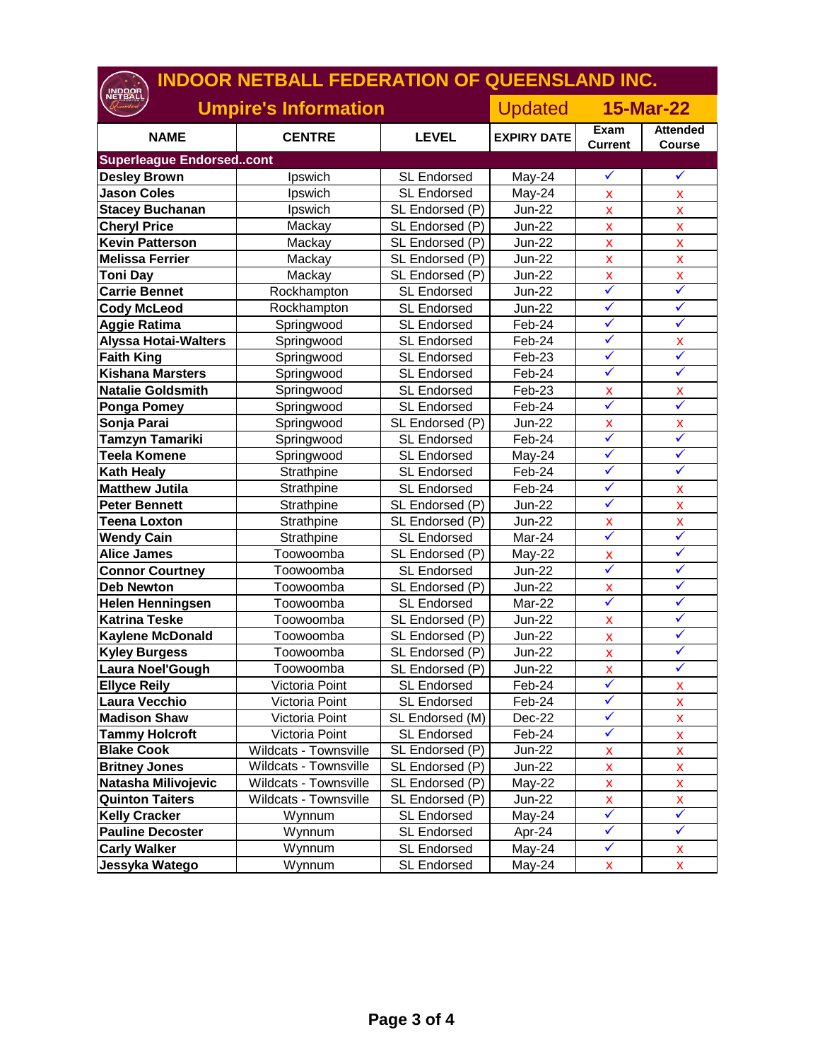# INDOOR NETBALL FEDERATION OF QUEENSLAND INC.

## Umpire's Information

Updated **15-Mar-22**

| NAME | CENTRE | LEVEL | EXPIRY DATE | Exam Current | Attended Course |
|---|---|---|---|---|---|
| **Superleague Endorsed..cont** | | | | | |
| **Desley Brown** | Ipswich | SL Endorsed | May-24 | ✓ | ✓ |
| **Jason Coles** | Ipswich | SL Endorsed | May-24 | x | x |
| **Stacey Buchanan** | Ipswich | SL Endorsed (P) | Jun-22 | x | x |
| **Cheryl Price** | Mackay | SL Endorsed (P) | Jun-22 | x | x |
| **Kevin Patterson** | Mackay | SL Endorsed (P) | Jun-22 | x | x |
| **Melissa Ferrier** | Mackay | SL Endorsed (P) | Jun-22 | x | x |
| **Toni Day** | Mackay | SL Endorsed (P) | Jun-22 | x | x |
| **Carrie Bennet** | Rockhampton | SL Endorsed | Jun-22 | ✓ | ✓ |
| **Cody McLeod** | Rockhampton | SL Endorsed | Jun-22 | ✓ | ✓ |
| **Aggie Ratima** | Springwood | SL Endorsed | Feb-24 | ✓ | ✓ |
| **Alyssa Hotai-Walters** | Springwood | SL Endorsed | Feb-24 | ✓ | x |
| **Faith King** | Springwood | SL Endorsed | Feb-23 | ✓ | ✓ |
| **Kishana Marsters** | Springwood | SL Endorsed | Feb-24 | ✓ | ✓ |
| **Natalie Goldsmith** | Springwood | SL Endorsed | Feb-23 | x | x |
| **Ponga Pomey** | Springwood | SL Endorsed | Feb-24 | ✓ | ✓ |
| **Sonja Parai** | Springwood | SL Endorsed (P) | Jun-22 | x | x |
| **Tamzyn Tamariki** | Springwood | SL Endorsed | Feb-24 | ✓ | ✓ |
| **Teela Komene** | Springwood | SL Endorsed | May-24 | ✓ | ✓ |
| **Kath Healy** | Strathpine | SL Endorsed | Feb-24 | ✓ | ✓ |
| **Matthew Jutila** | Strathpine | SL Endorsed | Feb-24 | ✓ | x |
| **Peter Bennett** | Strathpine | SL Endorsed (P) | Jun-22 | ✓ | x |
| **Teena Loxton** | Strathpine | SL Endorsed (P) | Jun-22 | x | x |
| **Wendy Cain** | Strathpine | SL Endorsed | Mar-24 | ✓ | ✓ |
| **Alice James** | Toowoomba | SL Endorsed (P) | May-22 | x | ✓ |
| **Connor Courtney** | Toowoomba | SL Endorsed | Jun-22 | ✓ | ✓ |
| **Deb Newton** | Toowoomba | SL Endorsed (P) | Jun-22 | x | ✓ |
| **Helen Henningsen** | Toowoomba | SL Endorsed | Mar-22 | ✓ | ✓ |
| **Katrina Teske** | Toowoomba | SL Endorsed (P) | Jun-22 | x | ✓ |
| **Kaylene McDonald** | Toowoomba | SL Endorsed (P) | Jun-22 | x | ✓ |
| **Kyley Burgess** | Toowoomba | SL Endorsed (P) | Jun-22 | x | ✓ |
| **Laura Noel'Gough** | Toowoomba | SL Endorsed (P) | Jun-22 | x | ✓ |
| **Ellyce Reily** | Victoria Point | SL Endorsed | Feb-24 | ✓ | x |
| **Laura Vecchio** | Victoria Point | SL Endorsed | Feb-24 | ✓ | x |
| **Madison Shaw** | Victoria Point | SL Endorsed (M) | Dec-22 | ✓ | x |
| **Tammy Holcroft** | Victoria Point | SL Endorsed | Feb-24 | ✓ | x |
| **Blake Cook** | Wildcats - Townsville | SL Endorsed (P) | Jun-22 | x | x |
| **Britney Jones** | Wildcats - Townsville | SL Endorsed (P) | Jun-22 | x | x |
| **Natasha Milivojevic** | Wildcats - Townsville | SL Endorsed (P) | May-22 | x | x |
| **Quinton Taiters** | Wildcats - Townsville | SL Endorsed (P) | Jun-22 | x | x |
| **Kelly Cracker** | Wynnum | SL Endorsed | May-24 | ✓ | ✓ |
| **Pauline Decoster** | Wynnum | SL Endorsed | Apr-24 | ✓ | ✓ |
| **Carly Walker** | Wynnum | SL Endorsed | May-24 | ✓ | x |
| **Jessyka Watego** | Wynnum | SL Endorsed | May-24 | x | x |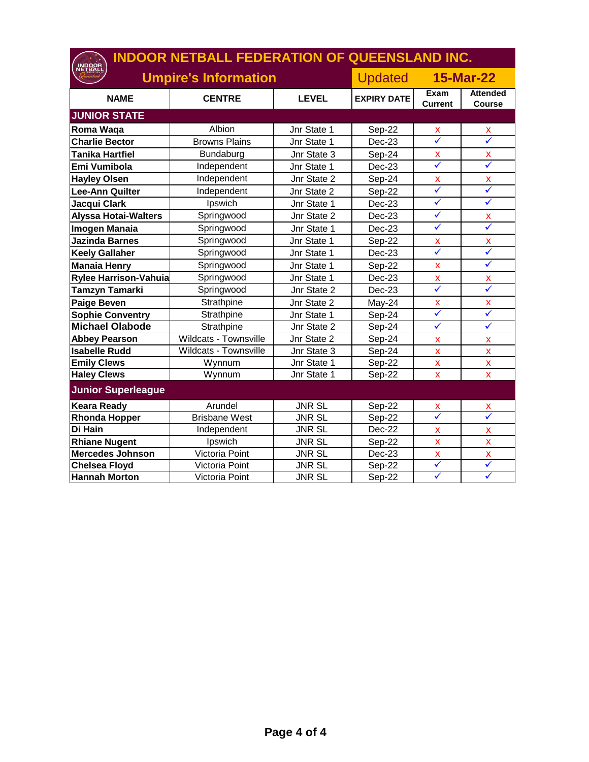# INDOOR NETBALL FEDERATION OF QUEENSLAND INC.

## Umpire's Information

**Updated 15-Mar-22**

| NAME | CENTRE | LEVEL | EXPIRY DATE | Exam Current | Attended Course |
|---|---|---|---|---|---|
| **JUNIOR STATE** | | | | | |
| **Roma Waqa** | Albion | Jnr State 1 | Sep-22 | x | x |
| **Charlie Bector** | Browns Plains | Jnr State 1 | Dec-23 | ✓ | ✓ |
| **Tanika Hartfiel** | Bundaburg | Jnr State 3 | Sep-24 | x | x |
| **Emi Vumibola** | Independent | Jnr State 1 | Dec-23 | ✓ | ✓ |
| **Hayley Olsen** | Independent | Jnr State 2 | Sep-24 | x | x |
| **Lee-Ann Quilter** | Independent | Jnr State 2 | Sep-22 | ✓ | ✓ |
| **Jacqui Clark** | Ipswich | Jnr State 1 | Dec-23 | ✓ | ✓ |
| **Alyssa Hotai-Walters** | Springwood | Jnr State 2 | Dec-23 | ✓ | x |
| **Imogen Manaia** | Springwood | Jnr State 1 | Dec-23 | ✓ | ✓ |
| **Jazinda Barnes** | Springwood | Jnr State 1 | Sep-22 | x | x |
| **Keely Gallaher** | Springwood | Jnr State 1 | Dec-23 | ✓ | ✓ |
| **Manaia Henry** | Springwood | Jnr State 1 | Sep-22 | x | ✓ |
| **Rylee Harrison-Vahuia** | Springwood | Jnr State 1 | Dec-23 | x | x |
| **Tamzyn Tamarki** | Springwood | Jnr State 2 | Dec-23 | ✓ | ✓ |
| **Paige Beven** | Strathpine | Jnr State 2 | May-24 | x | x |
| **Sophie Conventry** | Strathpine | Jnr State 1 | Sep-24 | ✓ | ✓ |
| **Michael Olabode** | Strathpine | Jnr State 2 | Sep-24 | ✓ | ✓ |
| **Abbey Pearson** | Wildcats - Townsville | Jnr State 2 | Sep-24 | x | x |
| **Isabelle Rudd** | Wildcats - Townsville | Jnr State 3 | Sep-24 | x | x |
| **Emily Clews** | Wynnum | Jnr State 1 | Sep-22 | x | x |
| **Haley Clews** | Wynnum | Jnr State 1 | Sep-22 | x | x |
| **Junior Superleague** | | | | | |
| **Keara Ready** | Arundel | JNR SL | Sep-22 | x | x |
| **Rhonda Hopper** | Brisbane West | JNR SL | Sep-22 | ✓ | ✓ |
| **Di Hain** | Independent | JNR SL | Dec-22 | x | x |
| **Rhiane Nugent** | Ipswich | JNR SL | Sep-22 | x | x |
| **Mercedes Johnson** | Victoria Point | JNR SL | Dec-23 | x | x |
| **Chelsea Floyd** | Victoria Point | JNR SL | Sep-22 | ✓ | ✓ |
| **Hannah Morton** | Victoria Point | JNR SL | Sep-22 | ✓ | ✓ |